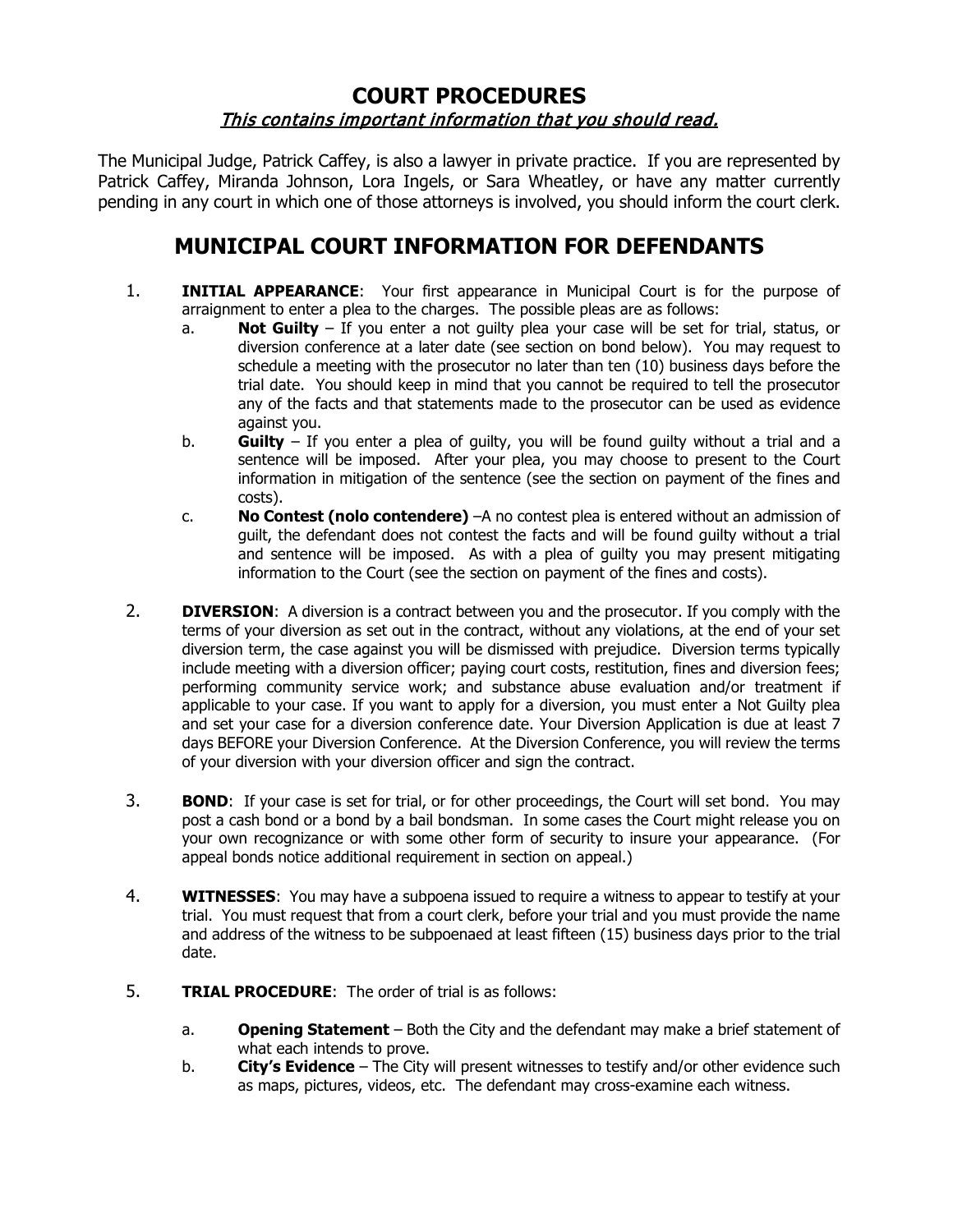# COURT PROCEDURES

*This contains important information that you should read.*

The Municipal Judge, Patrick Caffey, is also a lawyer in private practice. If you are represented by Patrick Caffey, Miranda Johnson, Lora Ingels, or Sara Wheatley, or have any matter currently pending in any court in which one of those attorneys is involved, you should inform the court clerk.

# MUNICIPAL COURT INFORMATION FOR DEFENDANTS

1. **INITIAL APPEARANCE**: Your first appearance in Municipal Court is for the purpose of arraignment to enter a plea to the charges. The possible pleas are as follows:
   a. **Not Guilty** – If you enter a not guilty plea your case will be set for trial, status, or diversion conference at a later date (see section on bond below). You may request to schedule a meeting with the prosecutor no later than ten (10) business days before the trial date. You should keep in mind that you cannot be required to tell the prosecutor any of the facts and that statements made to the prosecutor can be used as evidence against you.
   b. **Guilty** – If you enter a plea of guilty, you will be found guilty without a trial and a sentence will be imposed. After your plea, you may choose to present to the Court information in mitigation of the sentence (see the section on payment of the fines and costs).
   c. **No Contest (nolo contendere)** –A no contest plea is entered without an admission of guilt, the defendant does not contest the facts and will be found guilty without a trial and sentence will be imposed. As with a plea of guilty you may present mitigating information to the Court (see the section on payment of the fines and costs).

2. **DIVERSION**: A diversion is a contract between you and the prosecutor. If you comply with the terms of your diversion as set out in the contract, without any violations, at the end of your set diversion term, the case against you will be dismissed with prejudice. Diversion terms typically include meeting with a diversion officer; paying court costs, restitution, fines and diversion fees; performing community service work; and substance abuse evaluation and/or treatment if applicable to your case. If you want to apply for a diversion, you must enter a Not Guilty plea and set your case for a diversion conference date. Your Diversion Application is due at least 7 days BEFORE your Diversion Conference. At the Diversion Conference, you will review the terms of your diversion with your diversion officer and sign the contract.

3. **BOND**: If your case is set for trial, or for other proceedings, the Court will set bond. You may post a cash bond or a bond by a bail bondsman. In some cases the Court might release you on your own recognizance or with some other form of security to insure your appearance. (For appeal bonds notice additional requirement in section on appeal.)

4. **WITNESSES**: You may have a subpoena issued to require a witness to appear to testify at your trial. You must request that from a court clerk, before your trial and you must provide the name and address of the witness to be subpoenaed at least fifteen (15) business days prior to the trial date.

5. **TRIAL PROCEDURE**: The order of trial is as follows:
   a. **Opening Statement** – Both the City and the defendant may make a brief statement of what each intends to prove.
   b. **City's Evidence** – The City will present witnesses to testify and/or other evidence such as maps, pictures, videos, etc. The defendant may cross-examine each witness.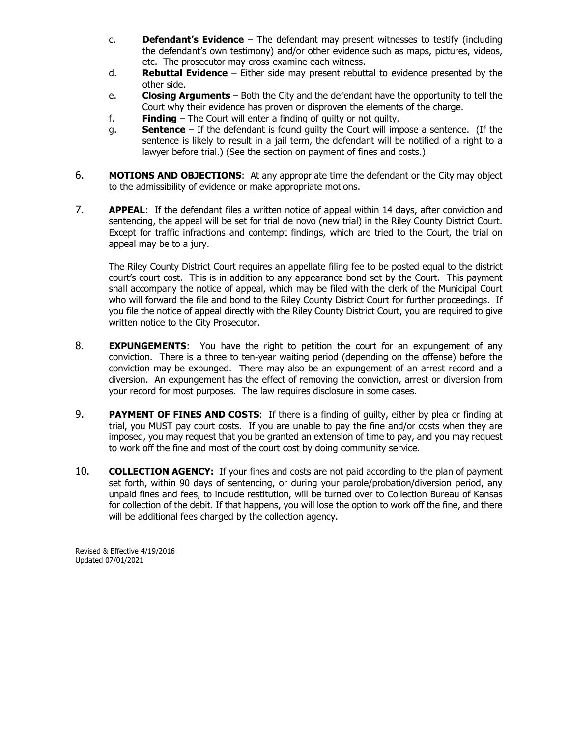c. **Defendant's Evidence** – The defendant may present witnesses to testify (including the defendant's own testimony) and/or other evidence such as maps, pictures, videos, etc. The prosecutor may cross-examine each witness.

d. **Rebuttal Evidence** – Either side may present rebuttal to evidence presented by the other side.

e. **Closing Arguments** – Both the City and the defendant have the opportunity to tell the Court why their evidence has proven or disproven the elements of the charge.

f. **Finding** – The Court will enter a finding of guilty or not guilty.

g. **Sentence** – If the defendant is found guilty the Court will impose a sentence. (If the sentence is likely to result in a jail term, the defendant will be notified of a right to a lawyer before trial.) (See the section on payment of fines and costs.)

6. **MOTIONS AND OBJECTIONS**: At any appropriate time the defendant or the City may object to the admissibility of evidence or make appropriate motions.

7. **APPEAL**: If the defendant files a written notice of appeal within 14 days, after conviction and sentencing, the appeal will be set for trial de novo (new trial) in the Riley County District Court. Except for traffic infractions and contempt findings, which are tried to the Court, the trial on appeal may be to a jury.

   The Riley County District Court requires an appellate filing fee to be posted equal to the district court's court cost. This is in addition to any appearance bond set by the Court. This payment shall accompany the notice of appeal, which may be filed with the clerk of the Municipal Court who will forward the file and bond to the Riley County District Court for further proceedings. If you file the notice of appeal directly with the Riley County District Court, you are required to give written notice to the City Prosecutor.

8. **EXPUNGEMENTS**: You have the right to petition the court for an expungement of any conviction. There is a three to ten-year waiting period (depending on the offense) before the conviction may be expunged. There may also be an expungement of an arrest record and a diversion. An expungement has the effect of removing the conviction, arrest or diversion from your record for most purposes. The law requires disclosure in some cases.

9. **PAYMENT OF FINES AND COSTS**: If there is a finding of guilty, either by plea or finding at trial, you MUST pay court costs. If you are unable to pay the fine and/or costs when they are imposed, you may request that you be granted an extension of time to pay, and you may request to work off the fine and most of the court cost by doing community service.

10. **COLLECTION AGENCY:** If your fines and costs are not paid according to the plan of payment set forth, within 90 days of sentencing, or during your parole/probation/diversion period, any unpaid fines and fees, to include restitution, will be turned over to Collection Bureau of Kansas for collection of the debit. If that happens, you will lose the option to work off the fine, and there will be additional fees charged by the collection agency.

Revised & Effective 4/19/2016
Updated 07/01/2021